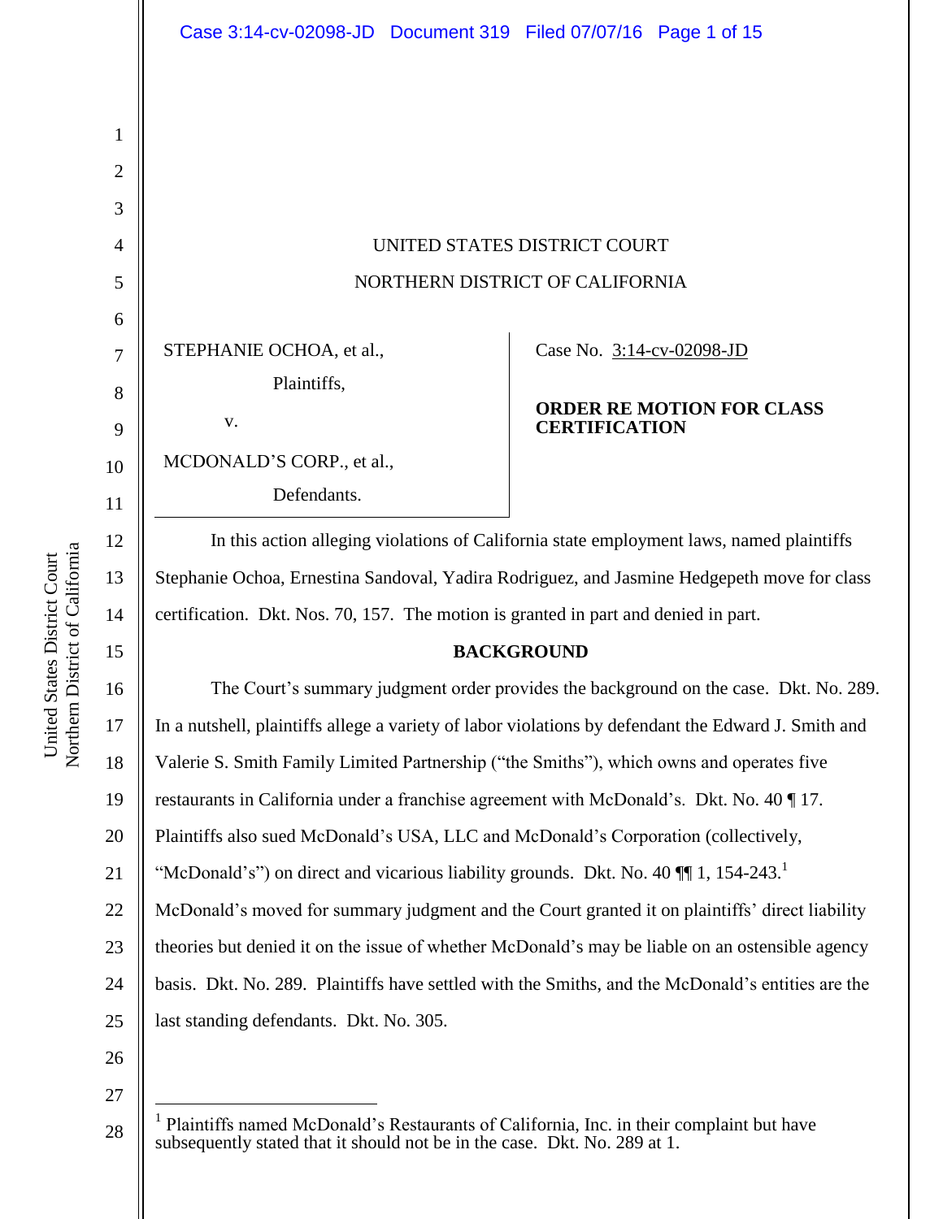UNITED STATES DISTRICT COURT

NORTHERN DISTRICT OF CALIFORNIA

STEPHANIE OCHOA, et al.,

Plaintiffs,

v.

MCDONALD'S CORP., et al.,

Defendants.

Case No. 3:14-cv-02098-JD

**ORDER RE MOTION FOR CLASS CERTIFICATION**

In this action alleging violations of California state employment laws, named plaintiffs Stephanie Ochoa, Ernestina Sandoval, Yadira Rodriguez, and Jasmine Hedgepeth move for class certification. Dkt. Nos. 70, 157. The motion is granted in part and denied in part.

**BACKGROUND**

The Court's summary judgment order provides the background on the case. Dkt. No. 289. In a nutshell, plaintiffs allege a variety of labor violations by defendant the Edward J. Smith and Valerie S. Smith Family Limited Partnership ("the Smiths"), which owns and operates five restaurants in California under a franchise agreement with McDonald's. Dkt. No. 40 ¶ 17. Plaintiffs also sued McDonald's USA, LLC and McDonald's Corporation (collectively, "McDonald's") on direct and vicarious liability grounds. Dkt. No. 40 ¶¶ 1, 154-243.[1] McDonald's moved for summary judgment and the Court granted it on plaintiffs' direct liability theories but denied it on the issue of whether McDonald's may be liable on an ostensible agency basis. Dkt. No. 289. Plaintiffs have settled with the Smiths, and the McDonald's entities are the last standing defendants. Dkt. No. 305.

[1] Plaintiffs named McDonald's Restaurants of California, Inc. in their complaint but have subsequently stated that it should not be in the case. Dkt. No. 289 at 1.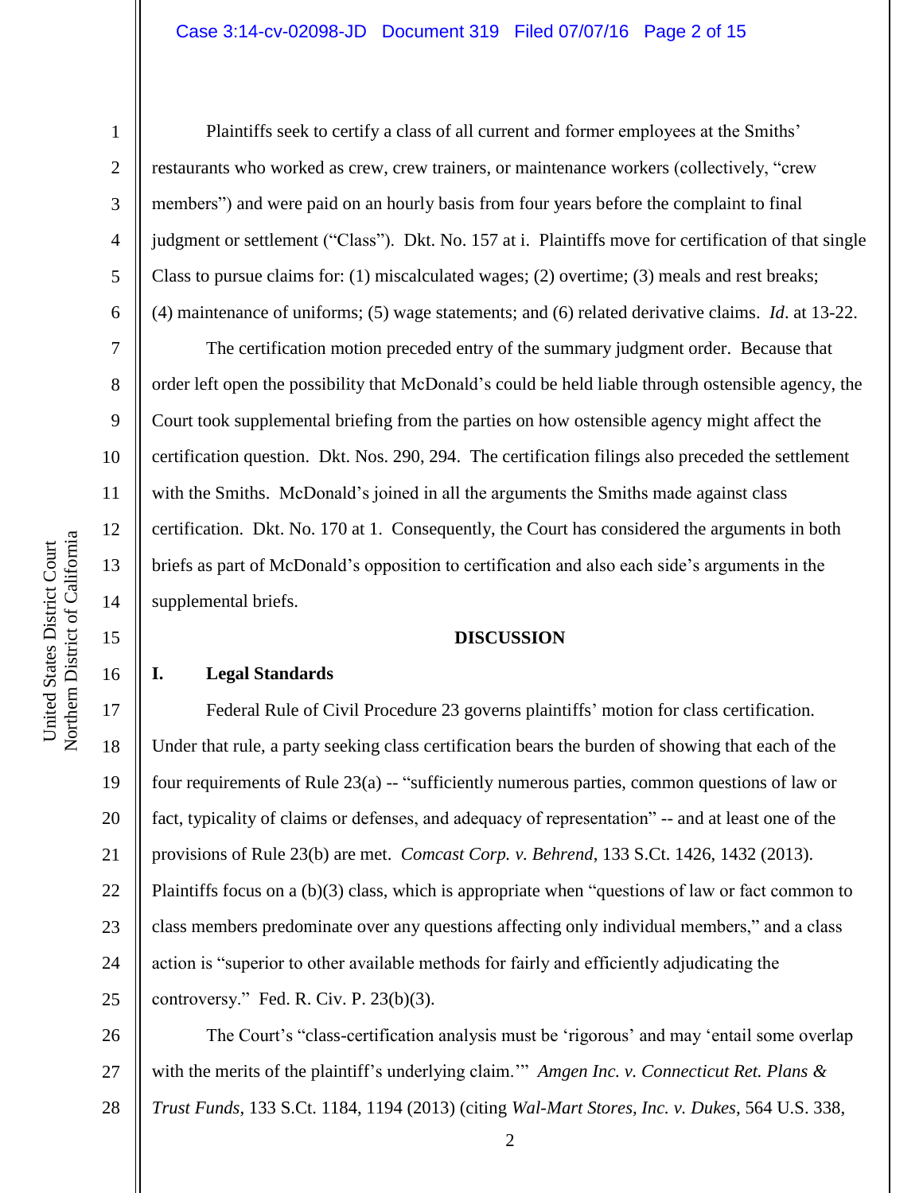Plaintiffs seek to certify a class of all current and former employees at the Smiths' restaurants who worked as crew, crew trainers, or maintenance workers (collectively, "crew members") and were paid on an hourly basis from four years before the complaint to final judgment or settlement ("Class"). Dkt. No. 157 at i. Plaintiffs move for certification of that single Class to pursue claims for: (1) miscalculated wages; (2) overtime; (3) meals and rest breaks; (4) maintenance of uniforms; (5) wage statements; and (6) related derivative claims. *Id*. at 13-22.

The certification motion preceded entry of the summary judgment order. Because that order left open the possibility that McDonald's could be held liable through ostensible agency, the Court took supplemental briefing from the parties on how ostensible agency might affect the certification question. Dkt. Nos. 290, 294. The certification filings also preceded the settlement with the Smiths. McDonald's joined in all the arguments the Smiths made against class certification. Dkt. No. 170 at 1. Consequently, the Court has considered the arguments in both briefs as part of McDonald's opposition to certification and also each side's arguments in the supplemental briefs.

## DISCUSSION

### I. Legal Standards

Federal Rule of Civil Procedure 23 governs plaintiffs' motion for class certification. Under that rule, a party seeking class certification bears the burden of showing that each of the four requirements of Rule 23(a) -- "sufficiently numerous parties, common questions of law or fact, typicality of claims or defenses, and adequacy of representation" -- and at least one of the provisions of Rule 23(b) are met. *Comcast Corp. v. Behrend*, 133 S.Ct. 1426, 1432 (2013). Plaintiffs focus on a (b)(3) class, which is appropriate when "questions of law or fact common to class members predominate over any questions affecting only individual members," and a class action is "superior to other available methods for fairly and efficiently adjudicating the controversy." Fed. R. Civ. P. 23(b)(3).

The Court's "class-certification analysis must be 'rigorous' and may 'entail some overlap with the merits of the plaintiff's underlying claim.'" *Amgen Inc. v. Connecticut Ret. Plans & Trust Funds*, 133 S.Ct. 1184, 1194 (2013) (citing *Wal-Mart Stores, Inc. v. Dukes*, 564 U.S. 338,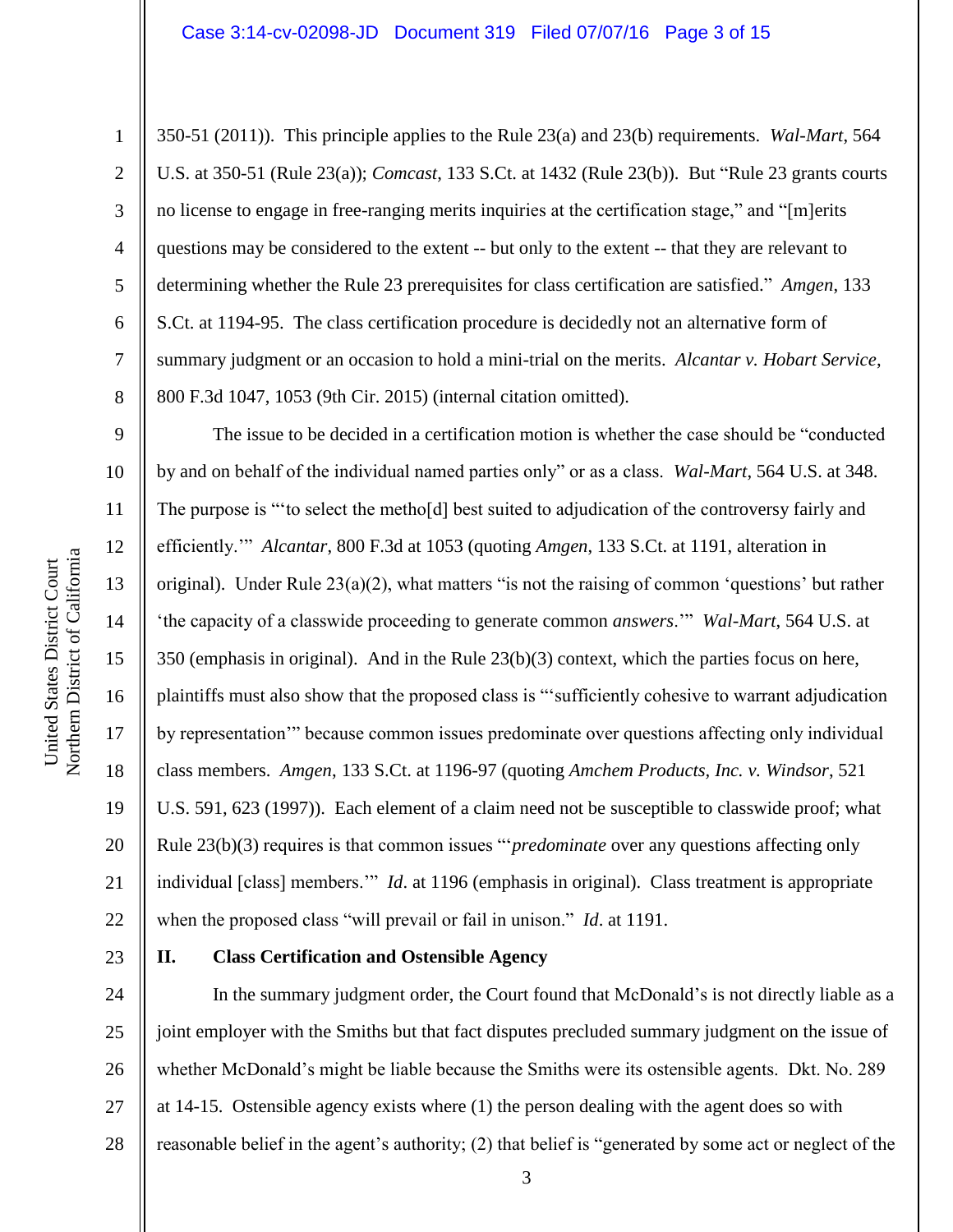350-51 (2011)). This principle applies to the Rule 23(a) and 23(b) requirements. *Wal-Mart*, 564 U.S. at 350-51 (Rule 23(a)); *Comcast*, 133 S.Ct. at 1432 (Rule 23(b)). But "Rule 23 grants courts no license to engage in free-ranging merits inquiries at the certification stage," and "[m]erits questions may be considered to the extent -- but only to the extent -- that they are relevant to determining whether the Rule 23 prerequisites for class certification are satisfied." *Amgen*, 133 S.Ct. at 1194-95. The class certification procedure is decidedly not an alternative form of summary judgment or an occasion to hold a mini-trial on the merits. *Alcantar v. Hobart Service*, 800 F.3d 1047, 1053 (9th Cir. 2015) (internal citation omitted).

The issue to be decided in a certification motion is whether the case should be "conducted by and on behalf of the individual named parties only" or as a class. *Wal-Mart*, 564 U.S. at 348. The purpose is "'to select the metho[d] best suited to adjudication of the controversy fairly and efficiently.'" *Alcantar*, 800 F.3d at 1053 (quoting *Amgen*, 133 S.Ct. at 1191, alteration in original). Under Rule 23(a)(2), what matters "is not the raising of common 'questions' but rather 'the capacity of a classwide proceeding to generate common *answers*.'" *Wal-Mart*, 564 U.S. at 350 (emphasis in original). And in the Rule 23(b)(3) context, which the parties focus on here, plaintiffs must also show that the proposed class is "'sufficiently cohesive to warrant adjudication by representation'" because common issues predominate over questions affecting only individual class members. *Amgen*, 133 S.Ct. at 1196-97 (quoting *Amchem Products, Inc. v. Windsor*, 521 U.S. 591, 623 (1997)). Each element of a claim need not be susceptible to classwide proof; what Rule 23(b)(3) requires is that common issues "'*predominate* over any questions affecting only individual [class] members.'" *Id*. at 1196 (emphasis in original). Class treatment is appropriate when the proposed class "will prevail or fail in unison." *Id*. at 1191.

## II. Class Certification and Ostensible Agency

In the summary judgment order, the Court found that McDonald's is not directly liable as a joint employer with the Smiths but that fact disputes precluded summary judgment on the issue of whether McDonald's might be liable because the Smiths were its ostensible agents. Dkt. No. 289 at 14-15. Ostensible agency exists where (1) the person dealing with the agent does so with reasonable belief in the agent's authority; (2) that belief is "generated by some act or neglect of the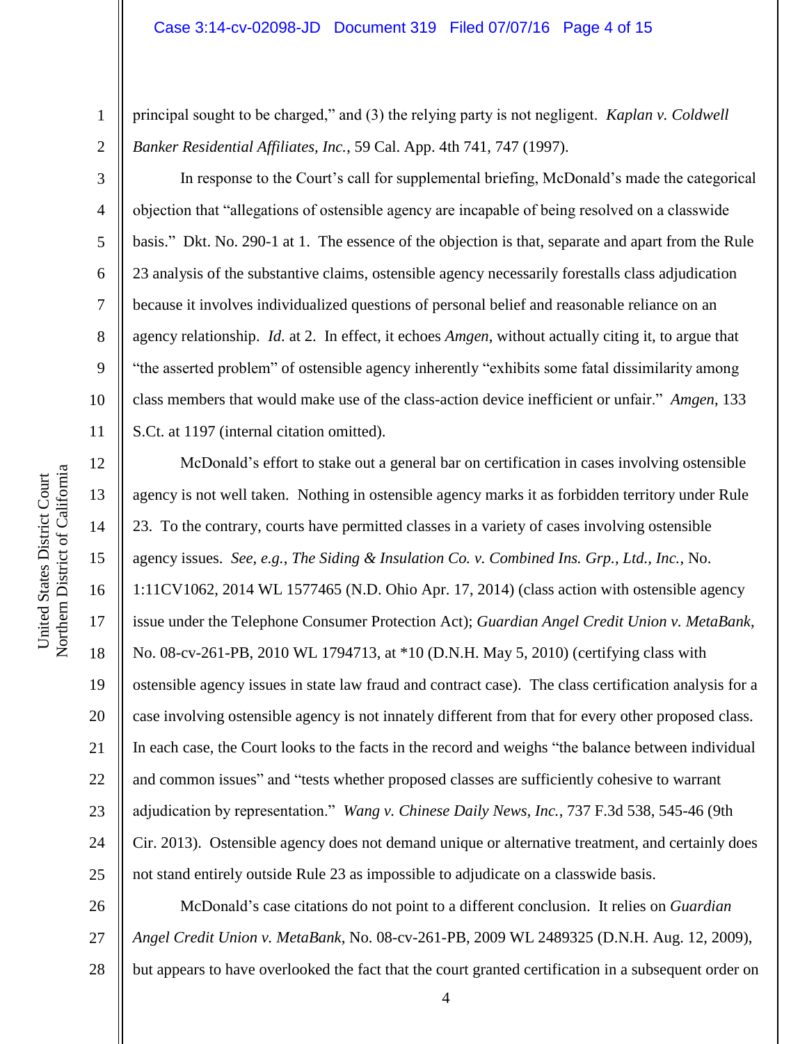principal sought to be charged," and (3) the relying party is not negligent. *Kaplan v. Coldwell Banker Residential Affiliates, Inc.*, 59 Cal. App. 4th 741, 747 (1997).

In response to the Court's call for supplemental briefing, McDonald's made the categorical objection that "allegations of ostensible agency are incapable of being resolved on a classwide basis." Dkt. No. 290-1 at 1. The essence of the objection is that, separate and apart from the Rule 23 analysis of the substantive claims, ostensible agency necessarily forestalls class adjudication because it involves individualized questions of personal belief and reasonable reliance on an agency relationship. *Id.* at 2. In effect, it echoes *Amgen*, without actually citing it, to argue that "the asserted problem" of ostensible agency inherently "exhibits some fatal dissimilarity among class members that would make use of the class-action device inefficient or unfair." *Amgen*, 133 S.Ct. at 1197 (internal citation omitted).

McDonald's effort to stake out a general bar on certification in cases involving ostensible agency is not well taken. Nothing in ostensible agency marks it as forbidden territory under Rule 23. To the contrary, courts have permitted classes in a variety of cases involving ostensible agency issues. *See, e.g.*, *The Siding & Insulation Co. v. Combined Ins. Grp., Ltd., Inc.*, No. 1:11CV1062, 2014 WL 1577465 (N.D. Ohio Apr. 17, 2014) (class action with ostensible agency issue under the Telephone Consumer Protection Act); *Guardian Angel Credit Union v. MetaBank*, No. 08-cv-261-PB, 2010 WL 1794713, at *10 (D.N.H. May 5, 2010) (certifying class with ostensible agency issues in state law fraud and contract case). The class certification analysis for a case involving ostensible agency is not innately different from that for every other proposed class. In each case, the Court looks to the facts in the record and weighs "the balance between individual and common issues" and "tests whether proposed classes are sufficiently cohesive to warrant adjudication by representation." *Wang v. Chinese Daily News, Inc.*, 737 F.3d 538, 545-46 (9th Cir. 2013). Ostensible agency does not demand unique or alternative treatment, and certainly does not stand entirely outside Rule 23 as impossible to adjudicate on a classwide basis.

McDonald's case citations do not point to a different conclusion. It relies on *Guardian Angel Credit Union v. MetaBank*, No. 08-cv-261-PB, 2009 WL 2489325 (D.N.H. Aug. 12, 2009), but appears to have overlooked the fact that the court granted certification in a subsequent order on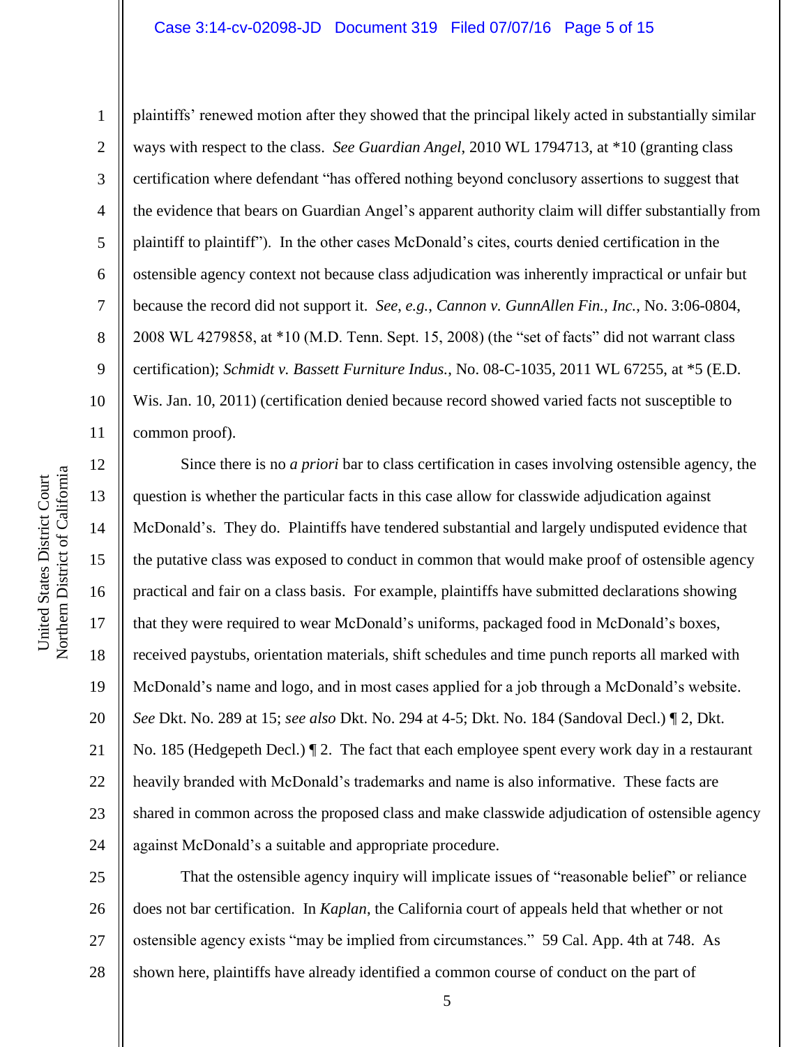plaintiffs' renewed motion after they showed that the principal likely acted in substantially similar ways with respect to the class. *See Guardian Angel*, 2010 WL 1794713, at *10 (granting class certification where defendant "has offered nothing beyond conclusory assertions to suggest that the evidence that bears on Guardian Angel's apparent authority claim will differ substantially from plaintiff to plaintiff"). In the other cases McDonald's cites, courts denied certification in the ostensible agency context not because class adjudication was inherently impractical or unfair but because the record did not support it. *See, e.g.*, *Cannon v. GunnAllen Fin., Inc.*, No. 3:06-0804, 2008 WL 4279858, at *10 (M.D. Tenn. Sept. 15, 2008) (the "set of facts" did not warrant class certification); *Schmidt v. Bassett Furniture Indus.*, No. 08-C-1035, 2011 WL 67255, at *5 (E.D. Wis. Jan. 10, 2011) (certification denied because record showed varied facts not susceptible to common proof).

Since there is no *a priori* bar to class certification in cases involving ostensible agency, the question is whether the particular facts in this case allow for classwide adjudication against McDonald's. They do. Plaintiffs have tendered substantial and largely undisputed evidence that the putative class was exposed to conduct in common that would make proof of ostensible agency practical and fair on a class basis. For example, plaintiffs have submitted declarations showing that they were required to wear McDonald's uniforms, packaged food in McDonald's boxes, received paystubs, orientation materials, shift schedules and time punch reports all marked with McDonald's name and logo, and in most cases applied for a job through a McDonald's website. *See* Dkt. No. 289 at 15; *see also* Dkt. No. 294 at 4-5; Dkt. No. 184 (Sandoval Decl.) ¶ 2, Dkt. No. 185 (Hedgepeth Decl.) ¶ 2. The fact that each employee spent every work day in a restaurant heavily branded with McDonald's trademarks and name is also informative. These facts are shared in common across the proposed class and make classwide adjudication of ostensible agency against McDonald's a suitable and appropriate procedure.

That the ostensible agency inquiry will implicate issues of "reasonable belief" or reliance does not bar certification. In *Kaplan*, the California court of appeals held that whether or not ostensible agency exists "may be implied from circumstances." 59 Cal. App. 4th at 748. As shown here, plaintiffs have already identified a common course of conduct on the part of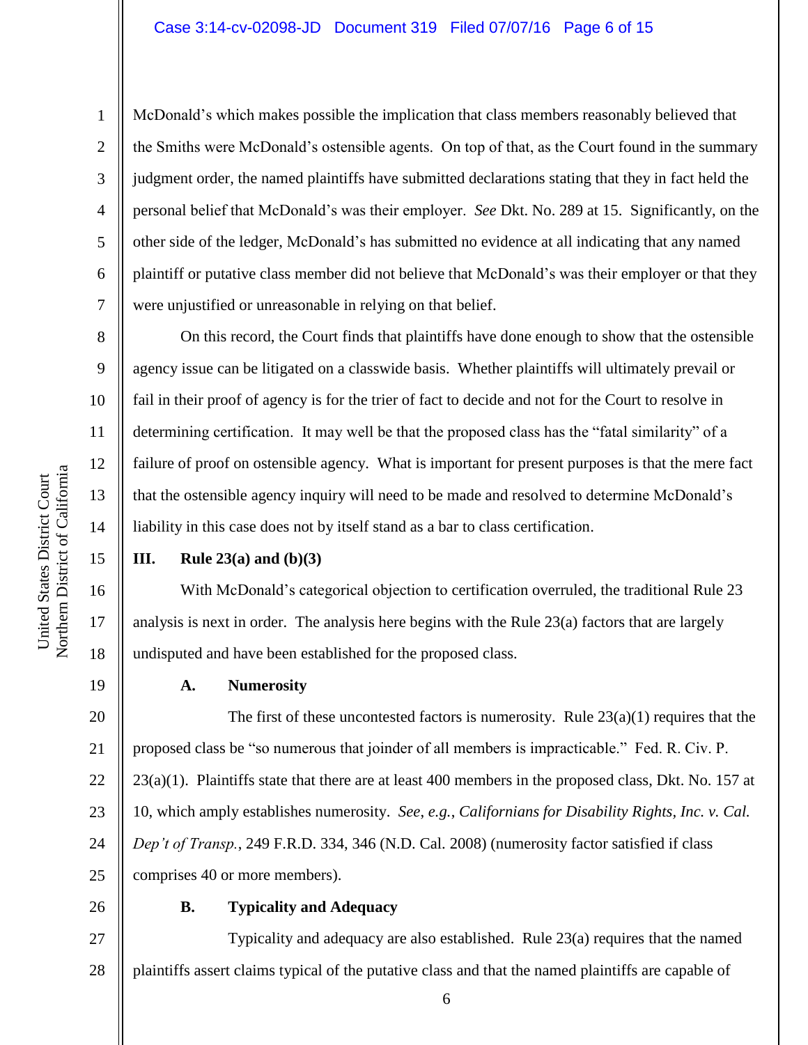McDonald's which makes possible the implication that class members reasonably believed that the Smiths were McDonald's ostensible agents. On top of that, as the Court found in the summary judgment order, the named plaintiffs have submitted declarations stating that they in fact held the personal belief that McDonald's was their employer. *See* Dkt. No. 289 at 15. Significantly, on the other side of the ledger, McDonald's has submitted no evidence at all indicating that any named plaintiff or putative class member did not believe that McDonald's was their employer or that they were unjustified or unreasonable in relying on that belief.

On this record, the Court finds that plaintiffs have done enough to show that the ostensible agency issue can be litigated on a classwide basis. Whether plaintiffs will ultimately prevail or fail in their proof of agency is for the trier of fact to decide and not for the Court to resolve in determining certification. It may well be that the proposed class has the "fatal similarity" of a failure of proof on ostensible agency. What is important for present purposes is that the mere fact that the ostensible agency inquiry will need to be made and resolved to determine McDonald's liability in this case does not by itself stand as a bar to class certification.

## III. Rule 23(a) and (b)(3)

With McDonald's categorical objection to certification overruled, the traditional Rule 23 analysis is next in order. The analysis here begins with the Rule 23(a) factors that are largely undisputed and have been established for the proposed class.

### A. Numerosity

The first of these uncontested factors is numerosity. Rule 23(a)(1) requires that the proposed class be "so numerous that joinder of all members is impracticable." Fed. R. Civ. P. 23(a)(1). Plaintiffs state that there are at least 400 members in the proposed class, Dkt. No. 157 at 10, which amply establishes numerosity. *See, e.g.*, *Californians for Disability Rights, Inc. v. Cal. Dep't of Transp.*, 249 F.R.D. 334, 346 (N.D. Cal. 2008) (numerosity factor satisfied if class comprises 40 or more members).

### B. Typicality and Adequacy

Typicality and adequacy are also established. Rule 23(a) requires that the named plaintiffs assert claims typical of the putative class and that the named plaintiffs are capable of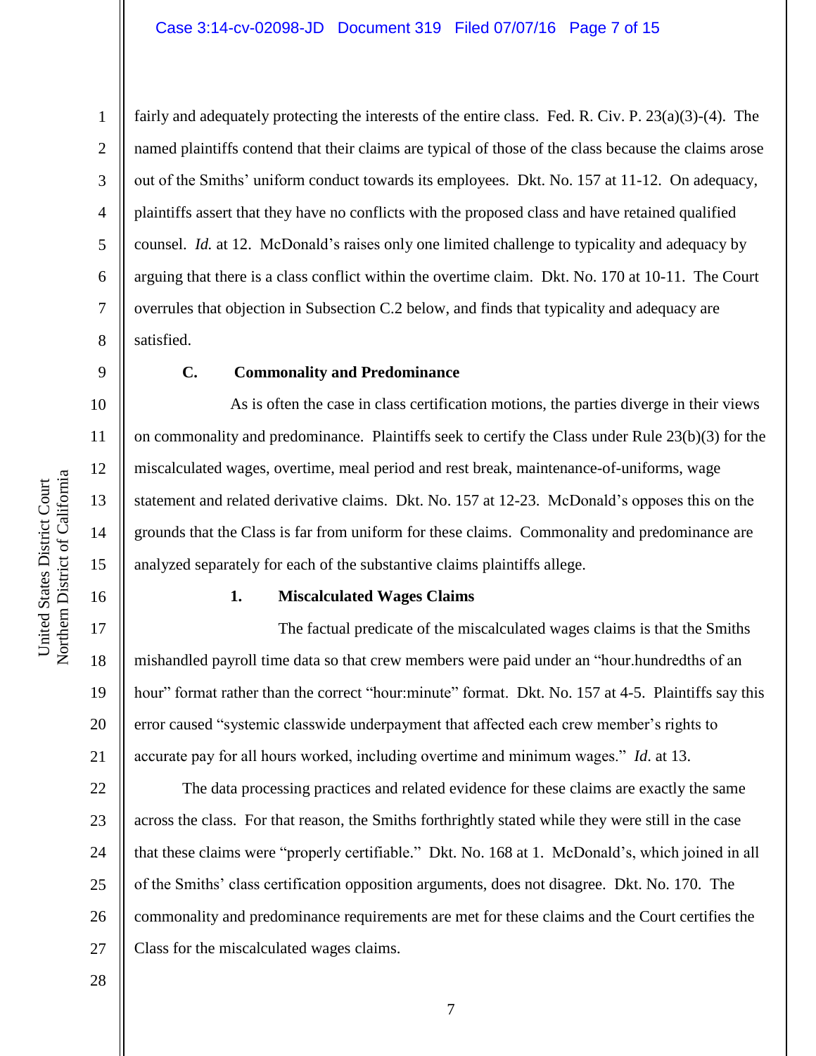fairly and adequately protecting the interests of the entire class. Fed. R. Civ. P. 23(a)(3)-(4). The named plaintiffs contend that their claims are typical of those of the class because the claims arose out of the Smiths' uniform conduct towards its employees. Dkt. No. 157 at 11-12. On adequacy, plaintiffs assert that they have no conflicts with the proposed class and have retained qualified counsel. *Id.* at 12. McDonald's raises only one limited challenge to typicality and adequacy by arguing that there is a class conflict within the overtime claim. Dkt. No. 170 at 10-11. The Court overrules that objection in Subsection C.2 below, and finds that typicality and adequacy are satisfied.

### C. Commonality and Predominance

As is often the case in class certification motions, the parties diverge in their views on commonality and predominance. Plaintiffs seek to certify the Class under Rule 23(b)(3) for the miscalculated wages, overtime, meal period and rest break, maintenance-of-uniforms, wage statement and related derivative claims. Dkt. No. 157 at 12-23. McDonald's opposes this on the grounds that the Class is far from uniform for these claims. Commonality and predominance are analyzed separately for each of the substantive claims plaintiffs allege.

#### 1. Miscalculated Wages Claims

The factual predicate of the miscalculated wages claims is that the Smiths mishandled payroll time data so that crew members were paid under an "hour.hundredths of an hour" format rather than the correct "hour:minute" format. Dkt. No. 157 at 4-5. Plaintiffs say this error caused "systemic classwide underpayment that affected each crew member's rights to accurate pay for all hours worked, including overtime and minimum wages." *Id.* at 13.

The data processing practices and related evidence for these claims are exactly the same across the class. For that reason, the Smiths forthrightly stated while they were still in the case that these claims were "properly certifiable." Dkt. No. 168 at 1. McDonald's, which joined in all of the Smiths' class certification opposition arguments, does not disagree. Dkt. No. 170. The commonality and predominance requirements are met for these claims and the Court certifies the Class for the miscalculated wages claims.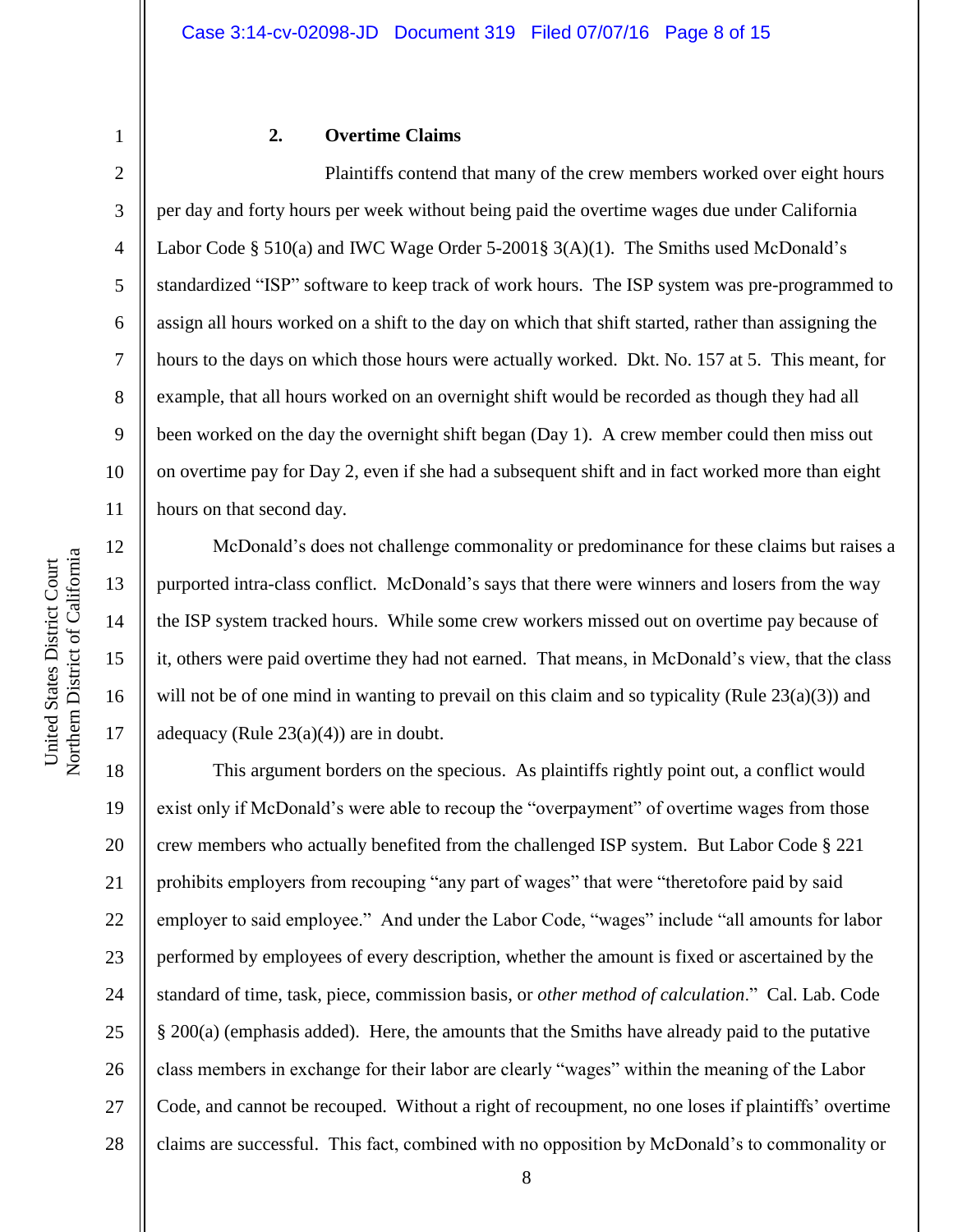### 2. Overtime Claims

Plaintiffs contend that many of the crew members worked over eight hours per day and forty hours per week without being paid the overtime wages due under California Labor Code § 510(a) and IWC Wage Order 5-2001§ 3(A)(1). The Smiths used McDonald's standardized "ISP" software to keep track of work hours. The ISP system was pre-programmed to assign all hours worked on a shift to the day on which that shift started, rather than assigning the hours to the days on which those hours were actually worked. Dkt. No. 157 at 5. This meant, for example, that all hours worked on an overnight shift would be recorded as though they had all been worked on the day the overnight shift began (Day 1). A crew member could then miss out on overtime pay for Day 2, even if she had a subsequent shift and in fact worked more than eight hours on that second day.

McDonald's does not challenge commonality or predominance for these claims but raises a purported intra-class conflict. McDonald's says that there were winners and losers from the way the ISP system tracked hours. While some crew workers missed out on overtime pay because of it, others were paid overtime they had not earned. That means, in McDonald's view, that the class will not be of one mind in wanting to prevail on this claim and so typicality (Rule 23(a)(3)) and adequacy (Rule 23(a)(4)) are in doubt.

This argument borders on the specious. As plaintiffs rightly point out, a conflict would exist only if McDonald's were able to recoup the "overpayment" of overtime wages from those crew members who actually benefited from the challenged ISP system. But Labor Code § 221 prohibits employers from recouping "any part of wages" that were "theretofore paid by said employer to said employee." And under the Labor Code, "wages" include "all amounts for labor performed by employees of every description, whether the amount is fixed or ascertained by the standard of time, task, piece, commission basis, or *other method of calculation*." Cal. Lab. Code § 200(a) (emphasis added). Here, the amounts that the Smiths have already paid to the putative class members in exchange for their labor are clearly "wages" within the meaning of the Labor Code, and cannot be recouped. Without a right of recoupment, no one loses if plaintiffs' overtime claims are successful. This fact, combined with no opposition by McDonald's to commonality or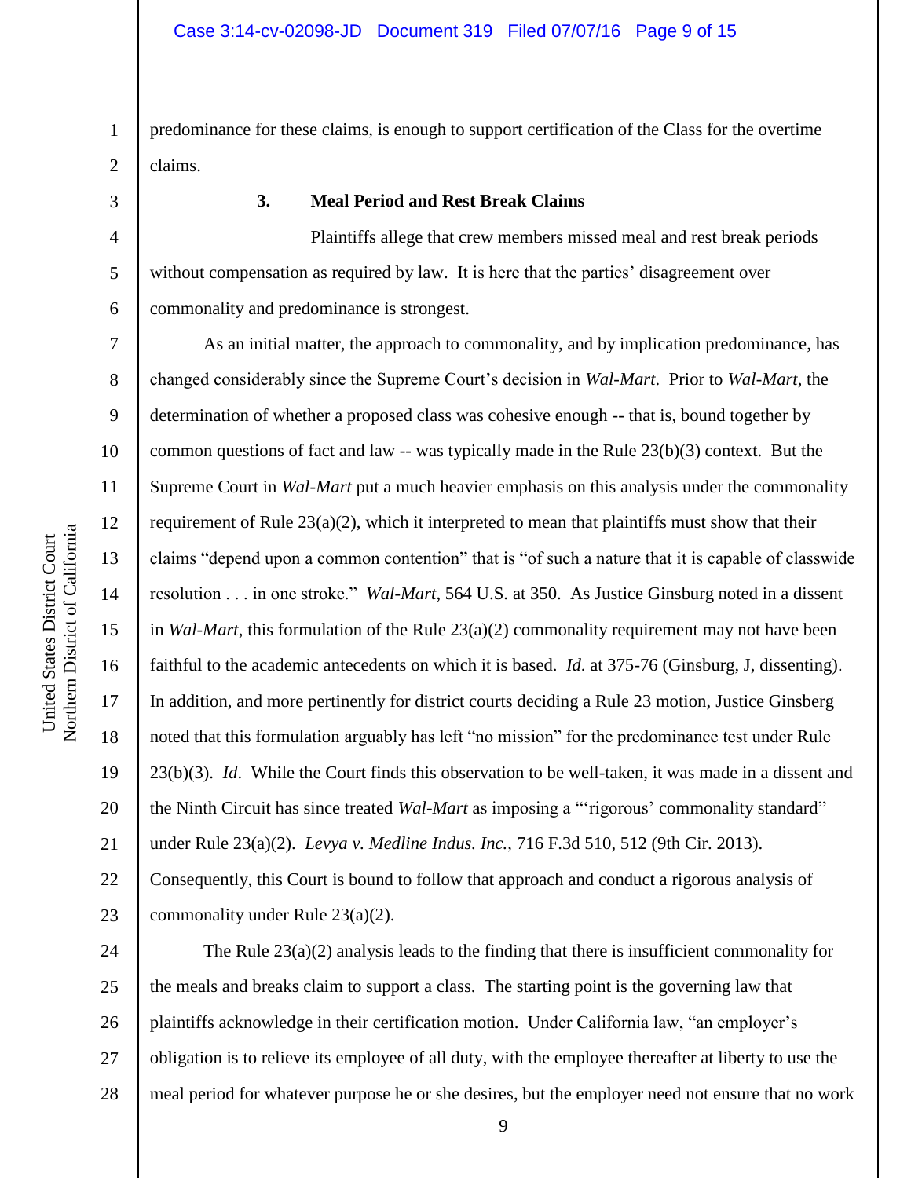predominance for these claims, is enough to support certification of the Class for the overtime claims.

### 3. Meal Period and Rest Break Claims

Plaintiffs allege that crew members missed meal and rest break periods without compensation as required by law. It is here that the parties' disagreement over commonality and predominance is strongest.

As an initial matter, the approach to commonality, and by implication predominance, has changed considerably since the Supreme Court's decision in *Wal-Mart*. Prior to *Wal-Mart*, the determination of whether a proposed class was cohesive enough -- that is, bound together by common questions of fact and law -- was typically made in the Rule 23(b)(3) context. But the Supreme Court in *Wal-Mart* put a much heavier emphasis on this analysis under the commonality requirement of Rule 23(a)(2), which it interpreted to mean that plaintiffs must show that their claims "depend upon a common contention" that is "of such a nature that it is capable of classwide resolution . . . in one stroke." *Wal-Mart*, 564 U.S. at 350. As Justice Ginsburg noted in a dissent in *Wal-Mart*, this formulation of the Rule 23(a)(2) commonality requirement may not have been faithful to the academic antecedents on which it is based. *Id.* at 375-76 (Ginsburg, J, dissenting). In addition, and more pertinently for district courts deciding a Rule 23 motion, Justice Ginsberg noted that this formulation arguably has left "no mission" for the predominance test under Rule 23(b)(3). *Id*. While the Court finds this observation to be well-taken, it was made in a dissent and the Ninth Circuit has since treated *Wal-Mart* as imposing a "'rigorous' commonality standard" under Rule 23(a)(2). *Levya v. Medline Indus. Inc.*, 716 F.3d 510, 512 (9th Cir. 2013). Consequently, this Court is bound to follow that approach and conduct a rigorous analysis of commonality under Rule 23(a)(2).

The Rule 23(a)(2) analysis leads to the finding that there is insufficient commonality for the meals and breaks claim to support a class. The starting point is the governing law that plaintiffs acknowledge in their certification motion. Under California law, "an employer's obligation is to relieve its employee of all duty, with the employee thereafter at liberty to use the meal period for whatever purpose he or she desires, but the employer need not ensure that no work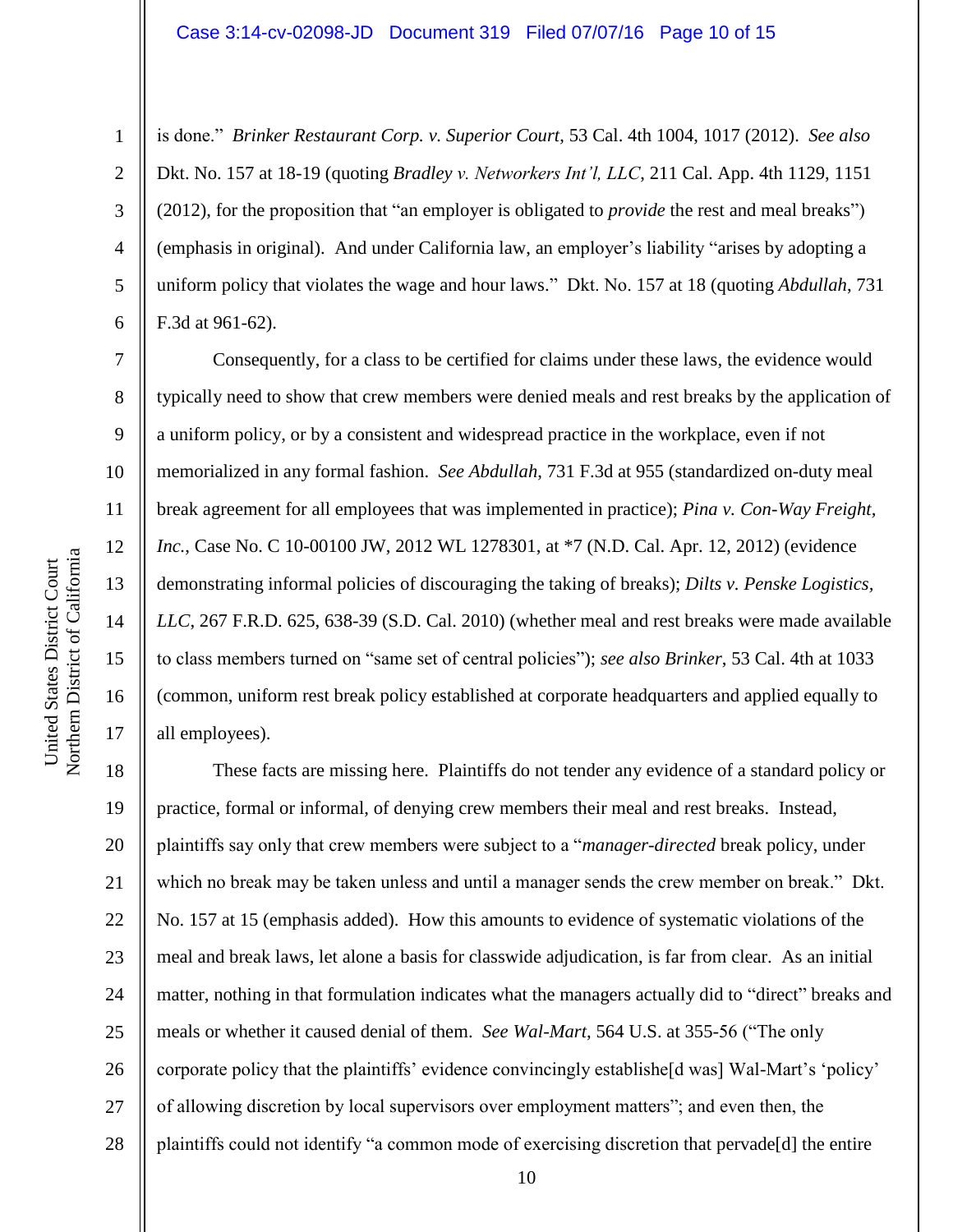is done." *Brinker Restaurant Corp. v. Superior Court*, 53 Cal. 4th 1004, 1017 (2012). *See also* Dkt. No. 157 at 18-19 (quoting *Bradley v. Networkers Int'l, LLC*, 211 Cal. App. 4th 1129, 1151 (2012), for the proposition that "an employer is obligated to *provide* the rest and meal breaks") (emphasis in original). And under California law, an employer's liability "arises by adopting a uniform policy that violates the wage and hour laws." Dkt. No. 157 at 18 (quoting *Abdullah*, 731 F.3d at 961-62).

Consequently, for a class to be certified for claims under these laws, the evidence would typically need to show that crew members were denied meals and rest breaks by the application of a uniform policy, or by a consistent and widespread practice in the workplace, even if not memorialized in any formal fashion. *See Abdullah*, 731 F.3d at 955 (standardized on-duty meal break agreement for all employees that was implemented in practice); *Pina v. Con-Way Freight, Inc.*, Case No. C 10-00100 JW, 2012 WL 1278301, at *7 (N.D. Cal. Apr. 12, 2012) (evidence demonstrating informal policies of discouraging the taking of breaks); *Dilts v. Penske Logistics, LLC*, 267 F.R.D. 625, 638-39 (S.D. Cal. 2010) (whether meal and rest breaks were made available to class members turned on "same set of central policies"); *see also Brinker*, 53 Cal. 4th at 1033 (common, uniform rest break policy established at corporate headquarters and applied equally to all employees).

These facts are missing here. Plaintiffs do not tender any evidence of a standard policy or practice, formal or informal, of denying crew members their meal and rest breaks. Instead, plaintiffs say only that crew members were subject to a "*manager-directed* break policy, under which no break may be taken unless and until a manager sends the crew member on break." Dkt. No. 157 at 15 (emphasis added). How this amounts to evidence of systematic violations of the meal and break laws, let alone a basis for classwide adjudication, is far from clear. As an initial matter, nothing in that formulation indicates what the managers actually did to "direct" breaks and meals or whether it caused denial of them. *See Wal-Mart*, 564 U.S. at 355-56 ("The only corporate policy that the plaintiffs' evidence convincingly establishe[d was] Wal-Mart's 'policy' of allowing discretion by local supervisors over employment matters"; and even then, the plaintiffs could not identify "a common mode of exercising discretion that pervade[d] the entire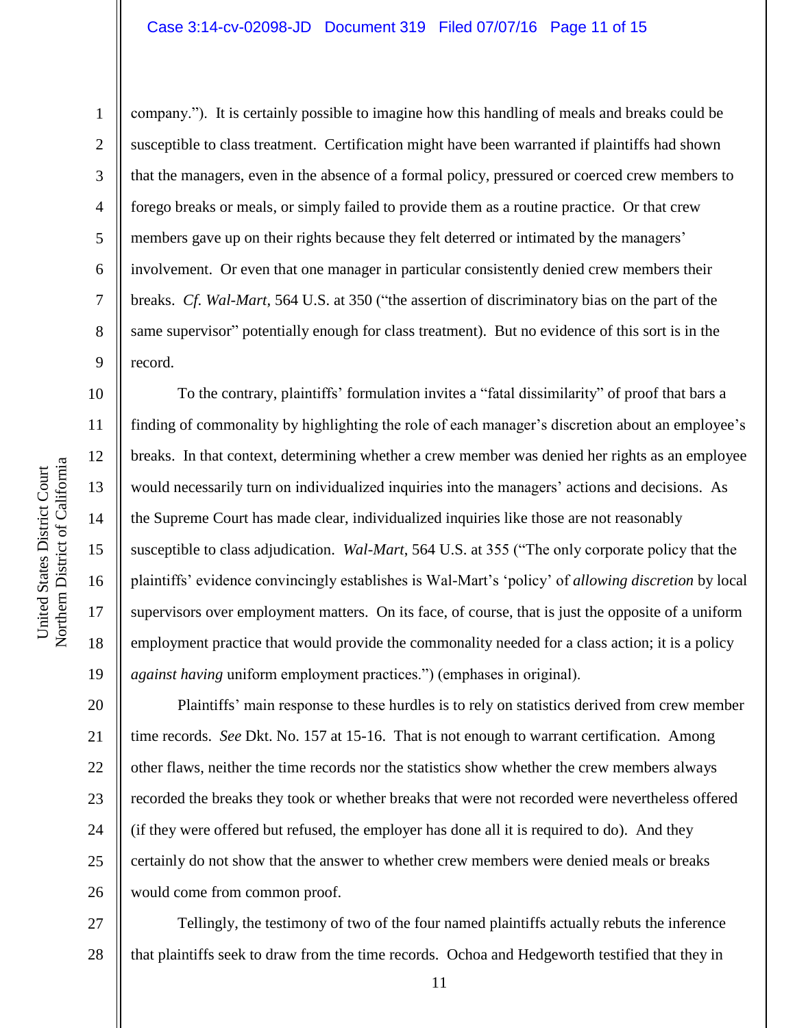company."). It is certainly possible to imagine how this handling of meals and breaks could be susceptible to class treatment. Certification might have been warranted if plaintiffs had shown that the managers, even in the absence of a formal policy, pressured or coerced crew members to forego breaks or meals, or simply failed to provide them as a routine practice. Or that crew members gave up on their rights because they felt deterred or intimated by the managers' involvement. Or even that one manager in particular consistently denied crew members their breaks. *Cf. Wal-Mart*, 564 U.S. at 350 ("the assertion of discriminatory bias on the part of the same supervisor" potentially enough for class treatment). But no evidence of this sort is in the record.

To the contrary, plaintiffs' formulation invites a "fatal dissimilarity" of proof that bars a finding of commonality by highlighting the role of each manager's discretion about an employee's breaks. In that context, determining whether a crew member was denied her rights as an employee would necessarily turn on individualized inquiries into the managers' actions and decisions. As the Supreme Court has made clear, individualized inquiries like those are not reasonably susceptible to class adjudication. *Wal-Mart*, 564 U.S. at 355 ("The only corporate policy that the plaintiffs' evidence convincingly establishes is Wal-Mart's 'policy' of *allowing discretion* by local supervisors over employment matters. On its face, of course, that is just the opposite of a uniform employment practice that would provide the commonality needed for a class action; it is a policy *against having* uniform employment practices.") (emphases in original).

Plaintiffs' main response to these hurdles is to rely on statistics derived from crew member time records. *See* Dkt. No. 157 at 15-16. That is not enough to warrant certification. Among other flaws, neither the time records nor the statistics show whether the crew members always recorded the breaks they took or whether breaks that were not recorded were nevertheless offered (if they were offered but refused, the employer has done all it is required to do). And they certainly do not show that the answer to whether crew members were denied meals or breaks would come from common proof.

Tellingly, the testimony of two of the four named plaintiffs actually rebuts the inference that plaintiffs seek to draw from the time records. Ochoa and Hedgeworth testified that they in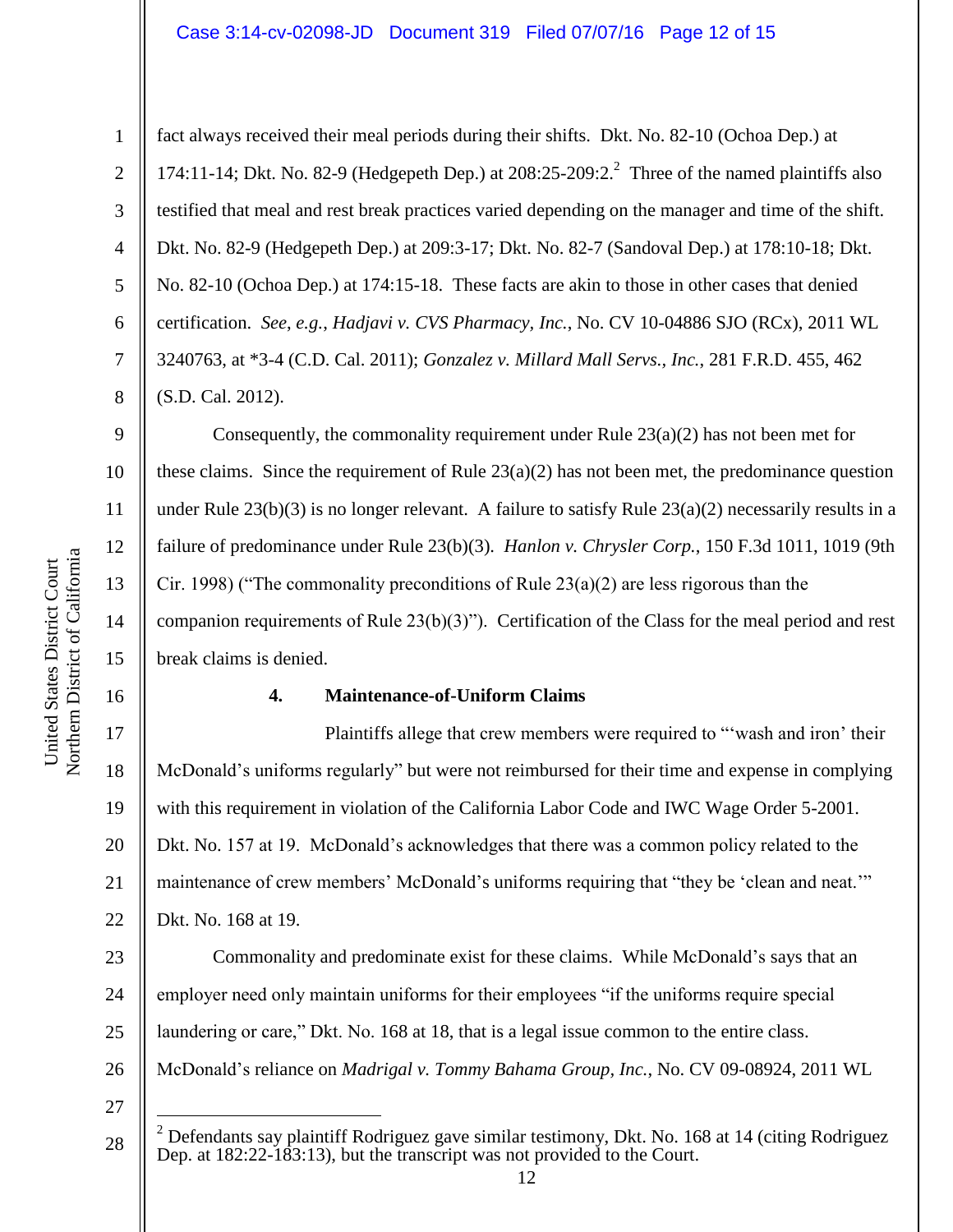fact always received their meal periods during their shifts. Dkt. No. 82-10 (Ochoa Dep.) at 174:11-14; Dkt. No. 82-9 (Hedgepeth Dep.) at 208:25-209:2.[2] Three of the named plaintiffs also testified that meal and rest break practices varied depending on the manager and time of the shift. Dkt. No. 82-9 (Hedgepeth Dep.) at 209:3-17; Dkt. No. 82-7 (Sandoval Dep.) at 178:10-18; Dkt. No. 82-10 (Ochoa Dep.) at 174:15-18. These facts are akin to those in other cases that denied certification. *See, e.g.*, *Hadjavi v. CVS Pharmacy, Inc.*, No. CV 10-04886 SJO (RCx), 2011 WL 3240763, at *3-4 (C.D. Cal. 2011); *Gonzalez v. Millard Mall Servs., Inc.*, 281 F.R.D. 455, 462 (S.D. Cal. 2012).

Consequently, the commonality requirement under Rule 23(a)(2) has not been met for these claims. Since the requirement of Rule 23(a)(2) has not been met, the predominance question under Rule 23(b)(3) is no longer relevant. A failure to satisfy Rule 23(a)(2) necessarily results in a failure of predominance under Rule 23(b)(3). *Hanlon v. Chrysler Corp.*, 150 F.3d 1011, 1019 (9th Cir. 1998) ("The commonality preconditions of Rule 23(a)(2) are less rigorous than the companion requirements of Rule 23(b)(3)"). Certification of the Class for the meal period and rest break claims is denied.

#### 4. Maintenance-of-Uniform Claims

Plaintiffs allege that crew members were required to "'wash and iron' their McDonald's uniforms regularly" but were not reimbursed for their time and expense in complying with this requirement in violation of the California Labor Code and IWC Wage Order 5-2001. Dkt. No. 157 at 19. McDonald's acknowledges that there was a common policy related to the maintenance of crew members' McDonald's uniforms requiring that "they be 'clean and neat.'" Dkt. No. 168 at 19.

Commonality and predominate exist for these claims. While McDonald's says that an employer need only maintain uniforms for their employees "if the uniforms require special laundering or care," Dkt. No. 168 at 18, that is a legal issue common to the entire class. McDonald's reliance on *Madrigal v. Tommy Bahama Group, Inc.*, No. CV 09-08924, 2011 WL

[2] Defendants say plaintiff Rodriguez gave similar testimony, Dkt. No. 168 at 14 (citing Rodriguez Dep. at 182:22-183:13), but the transcript was not provided to the Court.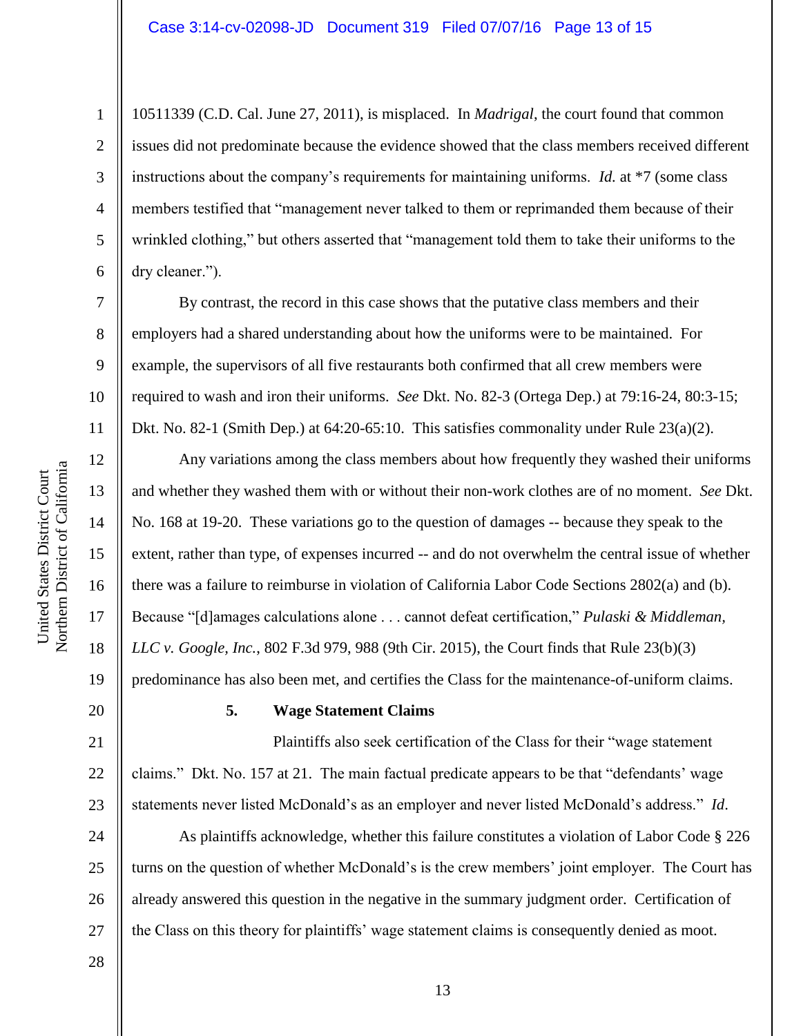10511339 (C.D. Cal. June 27, 2011), is misplaced. In *Madrigal*, the court found that common issues did not predominate because the evidence showed that the class members received different instructions about the company's requirements for maintaining uniforms. *Id.* at *7 (some class members testified that "management never talked to them or reprimanded them because of their wrinkled clothing," but others asserted that "management told them to take their uniforms to the dry cleaner.").

By contrast, the record in this case shows that the putative class members and their employers had a shared understanding about how the uniforms were to be maintained. For example, the supervisors of all five restaurants both confirmed that all crew members were required to wash and iron their uniforms. *See* Dkt. No. 82-3 (Ortega Dep.) at 79:16-24, 80:3-15; Dkt. No. 82-1 (Smith Dep.) at 64:20-65:10. This satisfies commonality under Rule 23(a)(2).

Any variations among the class members about how frequently they washed their uniforms and whether they washed them with or without their non-work clothes are of no moment. *See* Dkt. No. 168 at 19-20. These variations go to the question of damages -- because they speak to the extent, rather than type, of expenses incurred -- and do not overwhelm the central issue of whether there was a failure to reimburse in violation of California Labor Code Sections 2802(a) and (b). Because "[d]amages calculations alone . . . cannot defeat certification," *Pulaski & Middleman, LLC v. Google, Inc.*, 802 F.3d 979, 988 (9th Cir. 2015), the Court finds that Rule 23(b)(3) predominance has also been met, and certifies the Class for the maintenance-of-uniform claims.

**5. Wage Statement Claims**

Plaintiffs also seek certification of the Class for their "wage statement claims." Dkt. No. 157 at 21. The main factual predicate appears to be that "defendants' wage statements never listed McDonald's as an employer and never listed McDonald's address." *Id*.

As plaintiffs acknowledge, whether this failure constitutes a violation of Labor Code § 226 turns on the question of whether McDonald's is the crew members' joint employer. The Court has already answered this question in the negative in the summary judgment order. Certification of the Class on this theory for plaintiffs' wage statement claims is consequently denied as moot.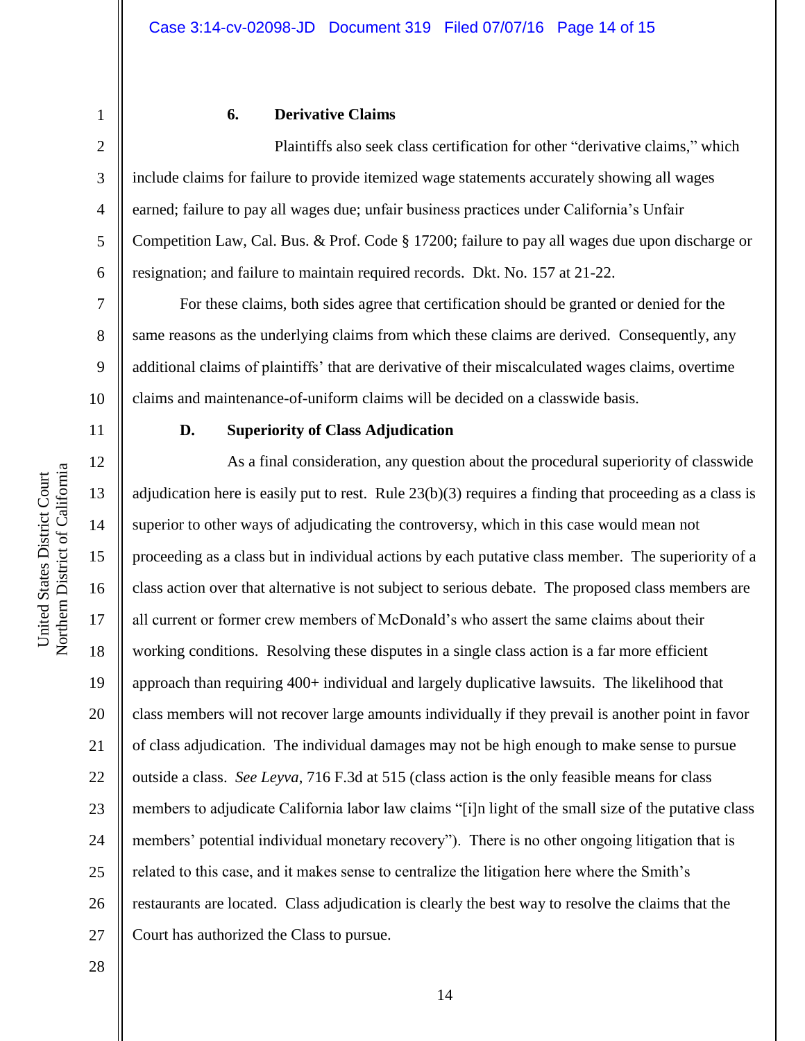### 6. Derivative Claims

Plaintiffs also seek class certification for other "derivative claims," which include claims for failure to provide itemized wage statements accurately showing all wages earned; failure to pay all wages due; unfair business practices under California's Unfair Competition Law, Cal. Bus. & Prof. Code § 17200; failure to pay all wages due upon discharge or resignation; and failure to maintain required records. Dkt. No. 157 at 21-22.

For these claims, both sides agree that certification should be granted or denied for the same reasons as the underlying claims from which these claims are derived. Consequently, any additional claims of plaintiffs' that are derivative of their miscalculated wages claims, overtime claims and maintenance-of-uniform claims will be decided on a classwide basis.

## D. Superiority of Class Adjudication

As a final consideration, any question about the procedural superiority of classwide adjudication here is easily put to rest. Rule 23(b)(3) requires a finding that proceeding as a class is superior to other ways of adjudicating the controversy, which in this case would mean not proceeding as a class but in individual actions by each putative class member. The superiority of a class action over that alternative is not subject to serious debate. The proposed class members are all current or former crew members of McDonald's who assert the same claims about their working conditions. Resolving these disputes in a single class action is a far more efficient approach than requiring 400+ individual and largely duplicative lawsuits. The likelihood that class members will not recover large amounts individually if they prevail is another point in favor of class adjudication. The individual damages may not be high enough to make sense to pursue outside a class. *See Leyva*, 716 F.3d at 515 (class action is the only feasible means for class members to adjudicate California labor law claims "[i]n light of the small size of the putative class members' potential individual monetary recovery"). There is no other ongoing litigation that is related to this case, and it makes sense to centralize the litigation here where the Smith's restaurants are located. Class adjudication is clearly the best way to resolve the claims that the Court has authorized the Class to pursue.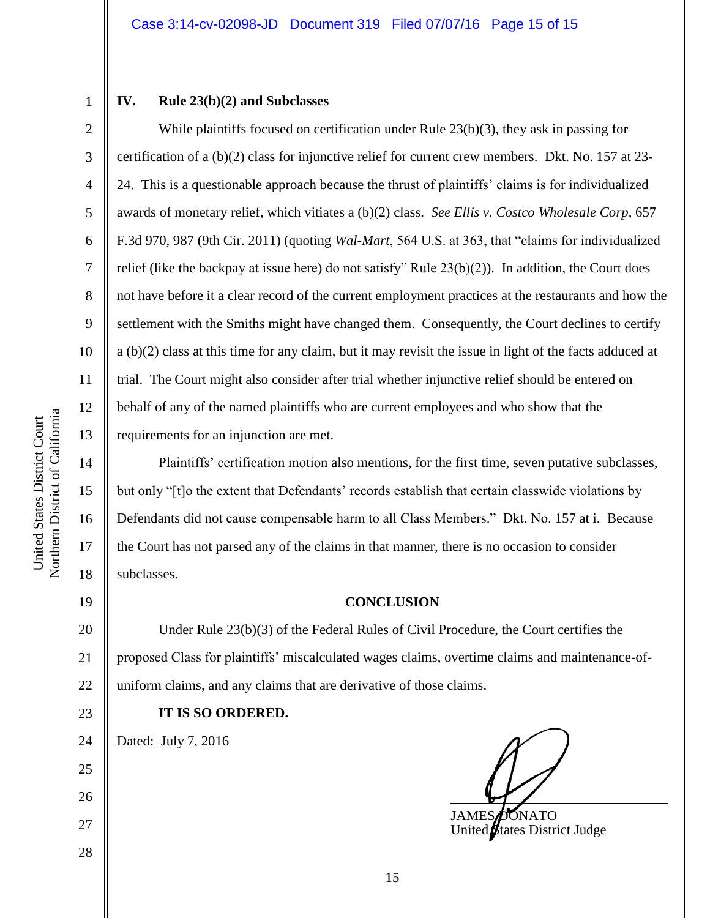## IV. Rule 23(b)(2) and Subclasses

While plaintiffs focused on certification under Rule 23(b)(3), they ask in passing for certification of a (b)(2) class for injunctive relief for current crew members. Dkt. No. 157 at 23-24. This is a questionable approach because the thrust of plaintiffs' claims is for individualized awards of monetary relief, which vitiates a (b)(2) class. *See Ellis v. Costco Wholesale Corp*, 657 F.3d 970, 987 (9th Cir. 2011) (quoting *Wal-Mart*, 564 U.S. at 363, that "claims for individualized relief (like the backpay at issue here) do not satisfy" Rule 23(b)(2)). In addition, the Court does not have before it a clear record of the current employment practices at the restaurants and how the settlement with the Smiths might have changed them. Consequently, the Court declines to certify a (b)(2) class at this time for any claim, but it may revisit the issue in light of the facts adduced at trial. The Court might also consider after trial whether injunctive relief should be entered on behalf of any of the named plaintiffs who are current employees and who show that the requirements for an injunction are met.

Plaintiffs' certification motion also mentions, for the first time, seven putative subclasses, but only "[t]o the extent that Defendants' records establish that certain classwide violations by Defendants did not cause compensable harm to all Class Members." Dkt. No. 157 at i. Because the Court has not parsed any of the claims in that manner, there is no occasion to consider subclasses.

## CONCLUSION

Under Rule 23(b)(3) of the Federal Rules of Civil Procedure, the Court certifies the proposed Class for plaintiffs' miscalculated wages claims, overtime claims and maintenance-of-uniform claims, and any claims that are derivative of those claims.

**IT IS SO ORDERED.**

Dated: July 7, 2016

JAMES DONATO
United States District Judge